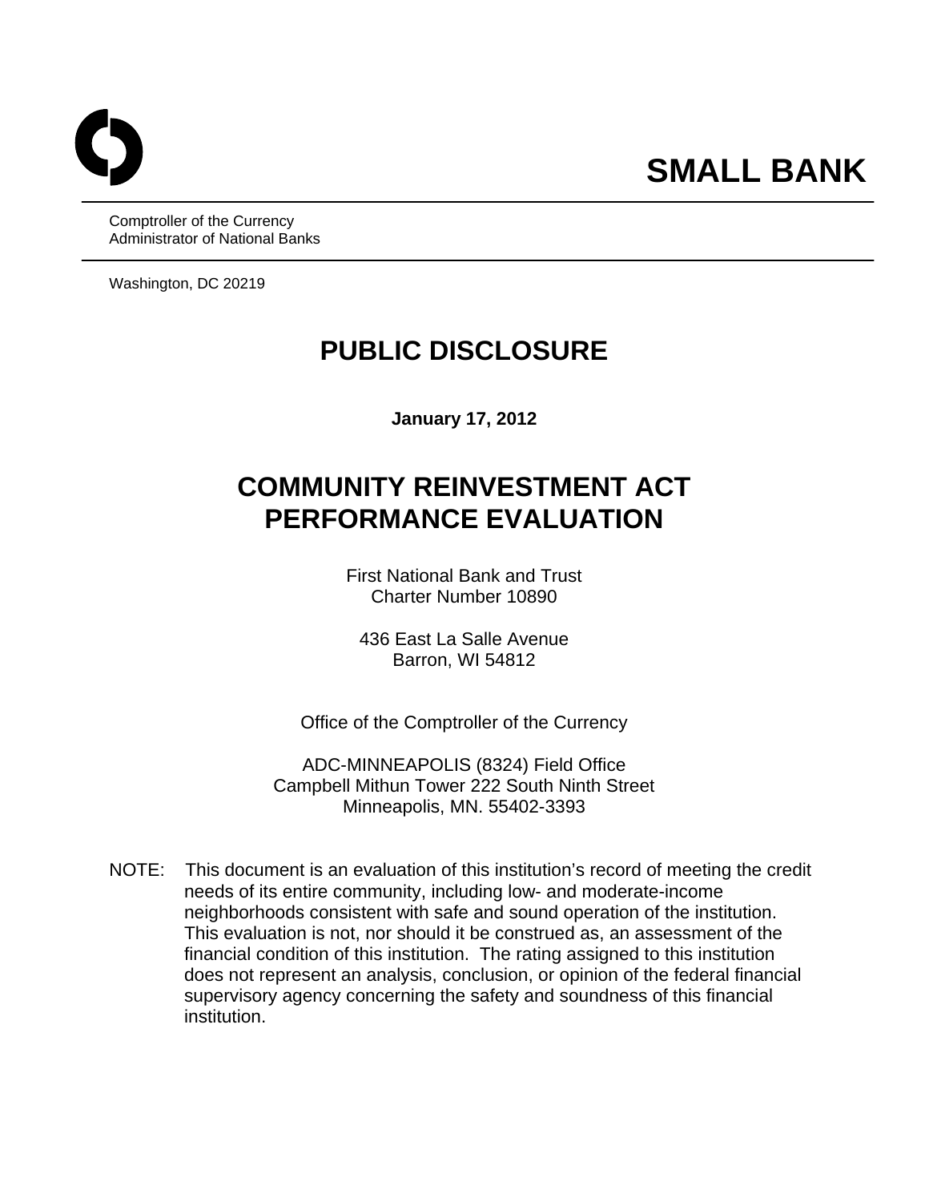# SMALL BANK

Comptroller of the Currency
Administrator of National Banks

Washington, DC 20219

# PUBLIC DISCLOSURE

**January 17, 2012**

# COMMUNITY REINVESTMENT ACT PERFORMANCE EVALUATION

First National Bank and Trust
Charter Number 10890

436 East La Salle Avenue
Barron, WI 54812

Office of the Comptroller of the Currency

ADC-MINNEAPOLIS (8324) Field Office
Campbell Mithun Tower 222 South Ninth Street
Minneapolis, MN. 55402-3393

NOTE: This document is an evaluation of this institution's record of meeting the credit needs of its entire community, including low- and moderate-income neighborhoods consistent with safe and sound operation of the institution. This evaluation is not, nor should it be construed as, an assessment of the financial condition of this institution. The rating assigned to this institution does not represent an analysis, conclusion, or opinion of the federal financial supervisory agency concerning the safety and soundness of this financial institution.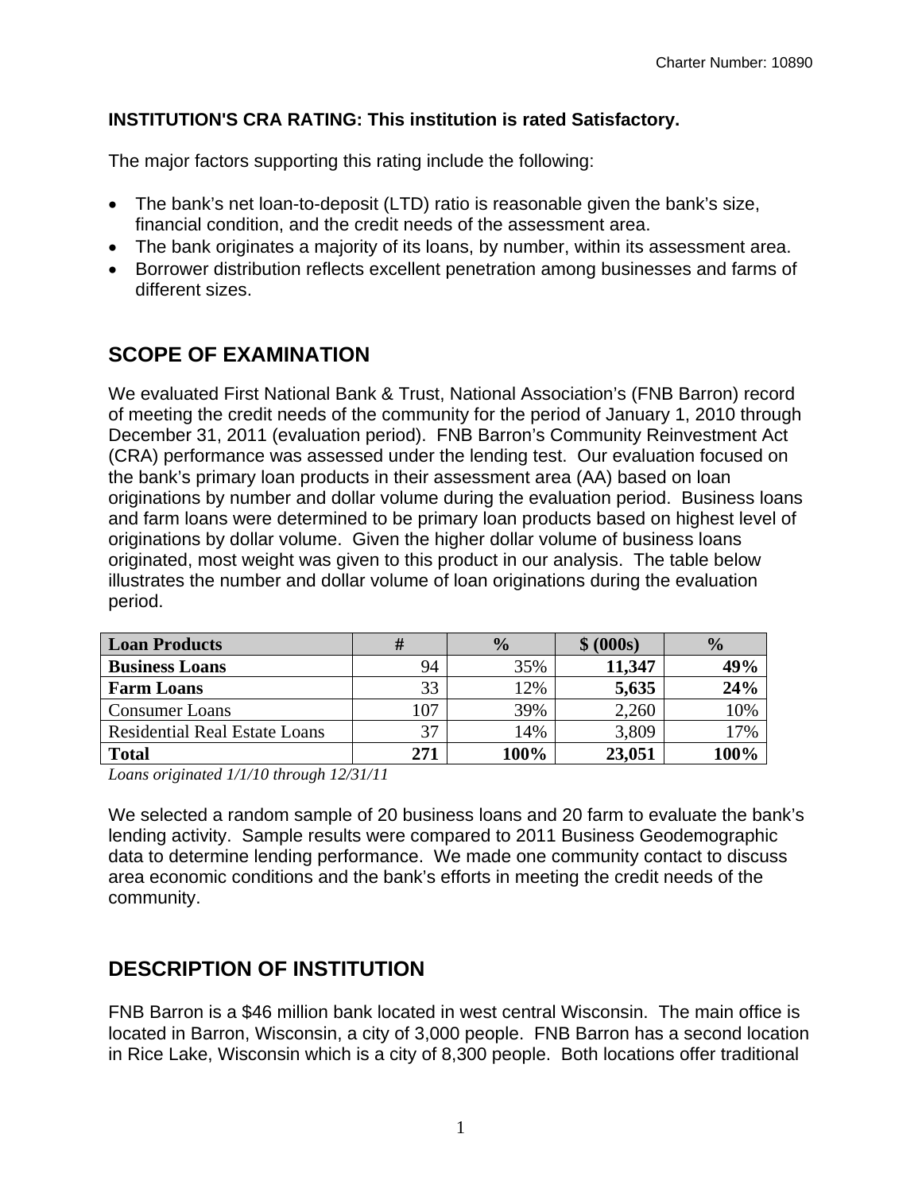**INSTITUTION'S CRA RATING: This institution is rated Satisfactory.**

The major factors supporting this rating include the following:

- The bank's net loan-to-deposit (LTD) ratio is reasonable given the bank's size, financial condition, and the credit needs of the assessment area.
- The bank originates a majority of its loans, by number, within its assessment area.
- Borrower distribution reflects excellent penetration among businesses and farms of different sizes.

## SCOPE OF EXAMINATION

We evaluated First National Bank & Trust, National Association's (FNB Barron) record of meeting the credit needs of the community for the period of January 1, 2010 through December 31, 2011 (evaluation period). FNB Barron's Community Reinvestment Act (CRA) performance was assessed under the lending test. Our evaluation focused on the bank's primary loan products in their assessment area (AA) based on loan originations by number and dollar volume during the evaluation period. Business loans and farm loans were determined to be primary loan products based on highest level of originations by dollar volume. Given the higher dollar volume of business loans originated, most weight was given to this product in our analysis. The table below illustrates the number and dollar volume of loan originations during the evaluation period.

| Loan Products | # | % | $ (000s) | % |
|---|---|---|---|---|
| **Business Loans** | 94 | 35% | **11,347** | **49%** |
| **Farm Loans** | 33 | 12% | **5,635** | **24%** |
| Consumer Loans | 107 | 39% | 2,260 | 10% |
| Residential Real Estate Loans | 37 | 14% | 3,809 | 17% |
| **Total** | **271** | **100%** | **23,051** | **100%** |

*Loans originated 1/1/10 through 12/31/11*

We selected a random sample of 20 business loans and 20 farm to evaluate the bank's lending activity. Sample results were compared to 2011 Business Geodemographic data to determine lending performance. We made one community contact to discuss area economic conditions and the bank's efforts in meeting the credit needs of the community.

## DESCRIPTION OF INSTITUTION

FNB Barron is a $46 million bank located in west central Wisconsin. The main office is located in Barron, Wisconsin, a city of 3,000 people. FNB Barron has a second location in Rice Lake, Wisconsin which is a city of 8,300 people. Both locations offer traditional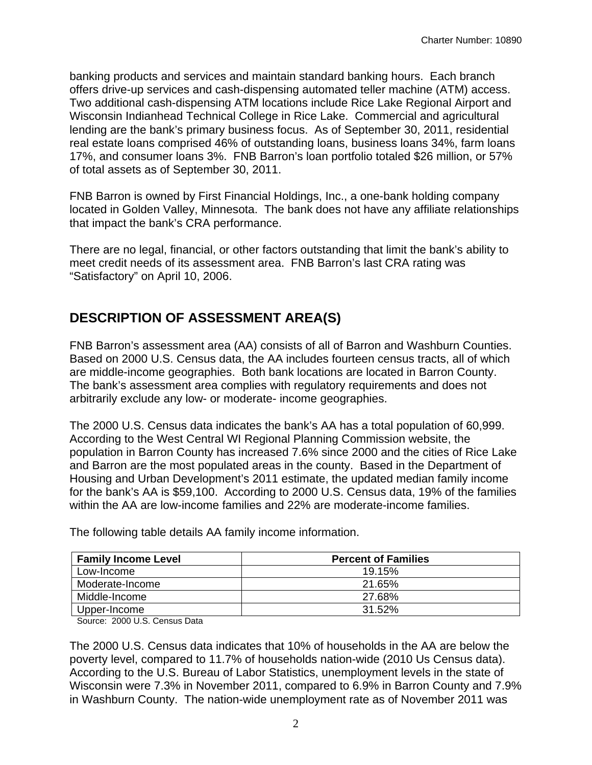banking products and services and maintain standard banking hours. Each branch offers drive-up services and cash-dispensing automated teller machine (ATM) access. Two additional cash-dispensing ATM locations include Rice Lake Regional Airport and Wisconsin Indianhead Technical College in Rice Lake. Commercial and agricultural lending are the bank's primary business focus. As of September 30, 2011, residential real estate loans comprised 46% of outstanding loans, business loans 34%, farm loans 17%, and consumer loans 3%. FNB Barron's loan portfolio totaled $26 million, or 57% of total assets as of September 30, 2011.

FNB Barron is owned by First Financial Holdings, Inc., a one-bank holding company located in Golden Valley, Minnesota. The bank does not have any affiliate relationships that impact the bank's CRA performance.

There are no legal, financial, or other factors outstanding that limit the bank's ability to meet credit needs of its assessment area. FNB Barron's last CRA rating was "Satisfactory" on April 10, 2006.

## DESCRIPTION OF ASSESSMENT AREA(S)

FNB Barron's assessment area (AA) consists of all of Barron and Washburn Counties. Based on 2000 U.S. Census data, the AA includes fourteen census tracts, all of which are middle-income geographies. Both bank locations are located in Barron County. The bank's assessment area complies with regulatory requirements and does not arbitrarily exclude any low- or moderate- income geographies.

The 2000 U.S. Census data indicates the bank's AA has a total population of 60,999. According to the West Central WI Regional Planning Commission website, the population in Barron County has increased 7.6% since 2000 and the cities of Rice Lake and Barron are the most populated areas in the county. Based in the Department of Housing and Urban Development's 2011 estimate, the updated median family income for the bank's AA is $59,100. According to 2000 U.S. Census data, 19% of the families within the AA are low-income families and 22% are moderate-income families.

The following table details AA family income information.

| Family Income Level | Percent of Families |
|---|---|
| Low-Income | 19.15% |
| Moderate-Income | 21.65% |
| Middle-Income | 27.68% |
| Upper-Income | 31.52% |

Source: 2000 U.S. Census Data

The 2000 U.S. Census data indicates that 10% of households in the AA are below the poverty level, compared to 11.7% of households nation-wide (2010 Us Census data). According to the U.S. Bureau of Labor Statistics, unemployment levels in the state of Wisconsin were 7.3% in November 2011, compared to 6.9% in Barron County and 7.9% in Washburn County. The nation-wide unemployment rate as of November 2011 was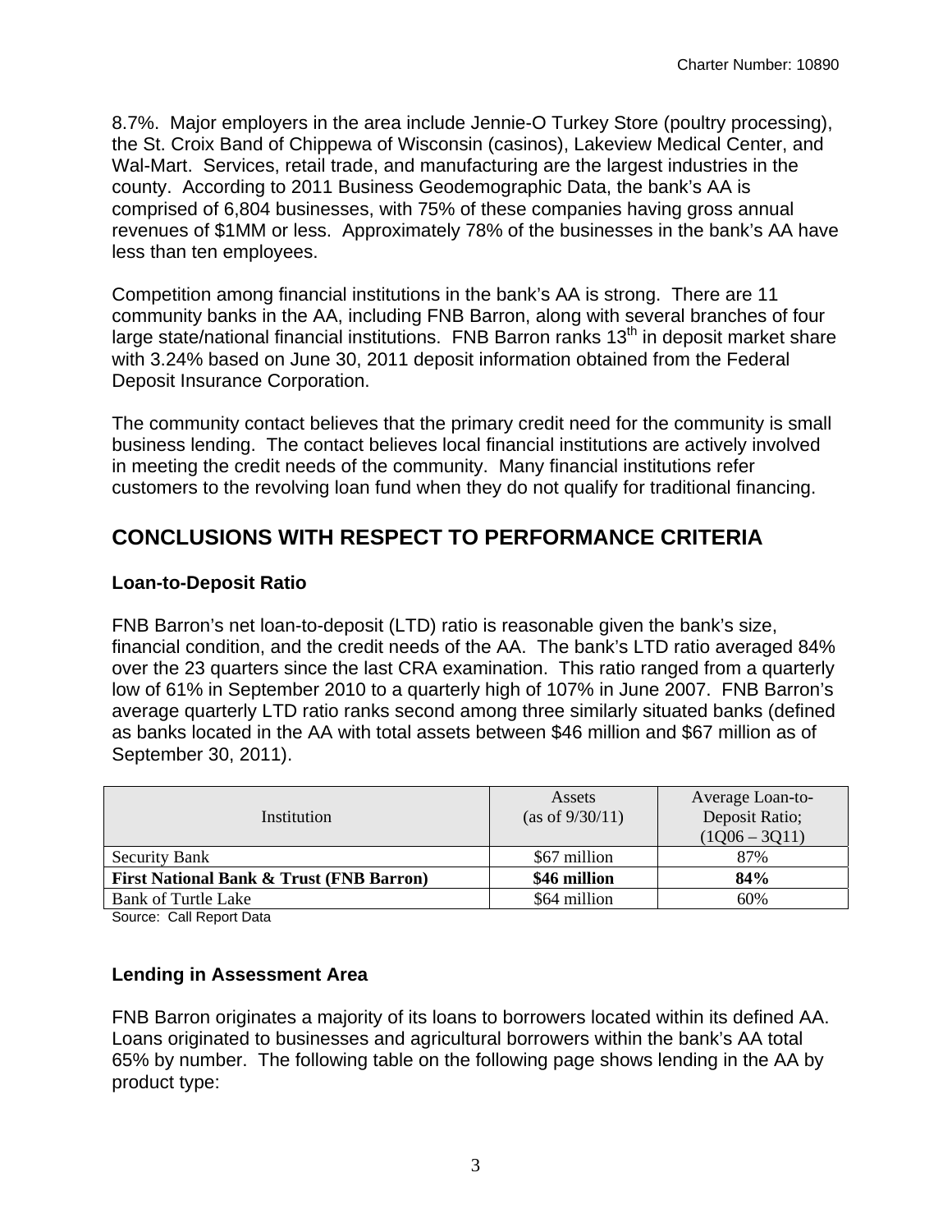8.7%. Major employers in the area include Jennie-O Turkey Store (poultry processing), the St. Croix Band of Chippewa of Wisconsin (casinos), Lakeview Medical Center, and Wal-Mart. Services, retail trade, and manufacturing are the largest industries in the county. According to 2011 Business Geodemographic Data, the bank's AA is comprised of 6,804 businesses, with 75% of these companies having gross annual revenues of $1MM or less. Approximately 78% of the businesses in the bank's AA have less than ten employees.

Competition among financial institutions in the bank's AA is strong. There are 11 community banks in the AA, including FNB Barron, along with several branches of four large state/national financial institutions. FNB Barron ranks 13th in deposit market share with 3.24% based on June 30, 2011 deposit information obtained from the Federal Deposit Insurance Corporation.

The community contact believes that the primary credit need for the community is small business lending. The contact believes local financial institutions are actively involved in meeting the credit needs of the community. Many financial institutions refer customers to the revolving loan fund when they do not qualify for traditional financing.

## CONCLUSIONS WITH RESPECT TO PERFORMANCE CRITERIA

### Loan-to-Deposit Ratio

FNB Barron's net loan-to-deposit (LTD) ratio is reasonable given the bank's size, financial condition, and the credit needs of the AA. The bank's LTD ratio averaged 84% over the 23 quarters since the last CRA examination. This ratio ranged from a quarterly low of 61% in September 2010 to a quarterly high of 107% in June 2007. FNB Barron's average quarterly LTD ratio ranks second among three similarly situated banks (defined as banks located in the AA with total assets between $46 million and $67 million as of September 30, 2011).

| Institution | Assets (as of 9/30/11) | Average Loan-to-Deposit Ratio; (1Q06 – 3Q11) |
|---|---|---|
| Security Bank | $67 million | 87% |
| **First National Bank & Trust (FNB Barron)** | **$46 million** | **84%** |
| Bank of Turtle Lake | $64 million | 60% |

Source: Call Report Data

### Lending in Assessment Area

FNB Barron originates a majority of its loans to borrowers located within its defined AA. Loans originated to businesses and agricultural borrowers within the bank's AA total 65% by number. The following table on the following page shows lending in the AA by product type: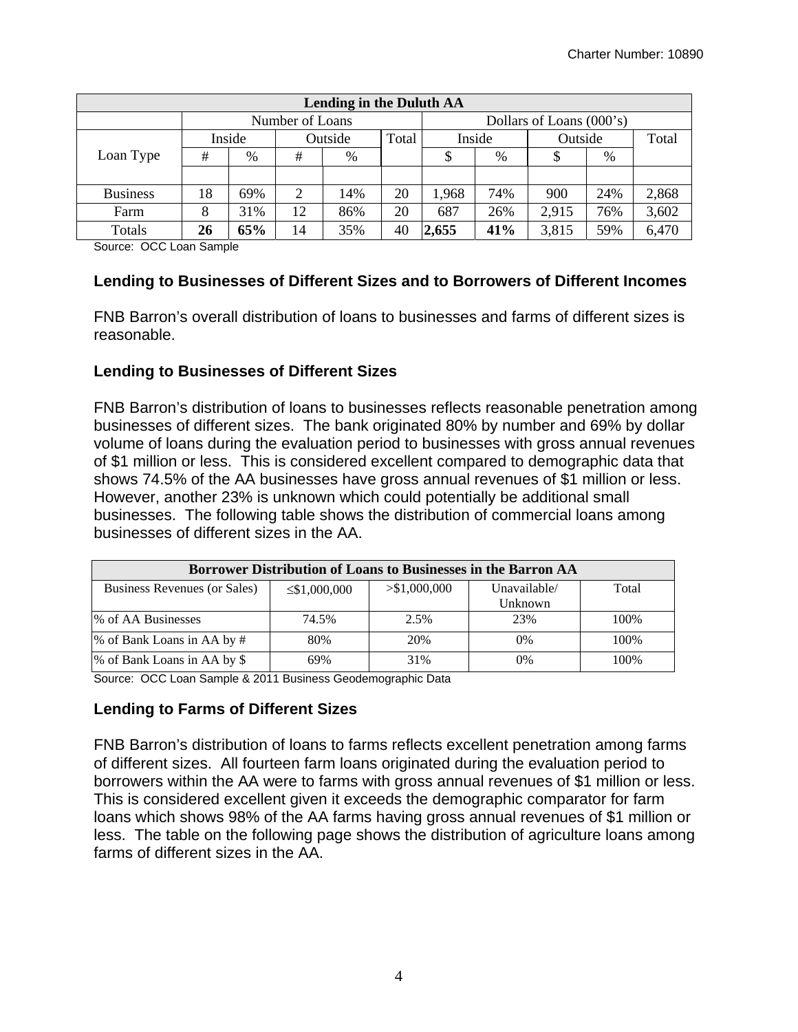| Lending in the Duluth AA | | | | | | | | | | |
|---|---|---|---|---|---|---|---|---|---|---|
| | Number of Loans | | | | | Dollars of Loans (000's) | | | | |
| Loan Type | Inside | | Outside | | Total | Inside | | Outside | | Total |
| | # | % | # | % | | $ | % | $ | % | |
| Business | 18 | 69% | 2 | 14% | 20 | 1,968 | 74% | 900 | 24% | 2,868 |
| Farm | 8 | 31% | 12 | 86% | 20 | 687 | 26% | 2,915 | 76% | 3,602 |
| Totals | **26** | **65%** | 14 | 35% | 40 | **2,655** | **41%** | 3,815 | 59% | 6,470 |

Source: OCC Loan Sample

### Lending to Businesses of Different Sizes and to Borrowers of Different Incomes

FNB Barron's overall distribution of loans to businesses and farms of different sizes is reasonable.

### Lending to Businesses of Different Sizes

FNB Barron's distribution of loans to businesses reflects reasonable penetration among businesses of different sizes. The bank originated 80% by number and 69% by dollar volume of loans during the evaluation period to businesses with gross annual revenues of $1 million or less. This is considered excellent compared to demographic data that shows 74.5% of the AA businesses have gross annual revenues of $1 million or less. However, another 23% is unknown which could potentially be additional small businesses. The following table shows the distribution of commercial loans among businesses of different sizes in the AA.

| Borrower Distribution of Loans to Businesses in the Barron AA | | | | |
|---|---|---|---|---|
| Business Revenues (or Sales) | ≤$1,000,000 | >$1,000,000 | Unavailable/ Unknown | Total |
| % of AA Businesses | 74.5% | 2.5% | 23% | 100% |
| % of Bank Loans in AA by # | 80% | 20% | 0% | 100% |
| % of Bank Loans in AA by $ | 69% | 31% | 0% | 100% |

Source: OCC Loan Sample & 2011 Business Geodemographic Data

### Lending to Farms of Different Sizes

FNB Barron's distribution of loans to farms reflects excellent penetration among farms of different sizes. All fourteen farm loans originated during the evaluation period to borrowers within the AA were to farms with gross annual revenues of $1 million or less. This is considered excellent given it exceeds the demographic comparator for farm loans which shows 98% of the AA farms having gross annual revenues of $1 million or less. The table on the following page shows the distribution of agriculture loans among farms of different sizes in the AA.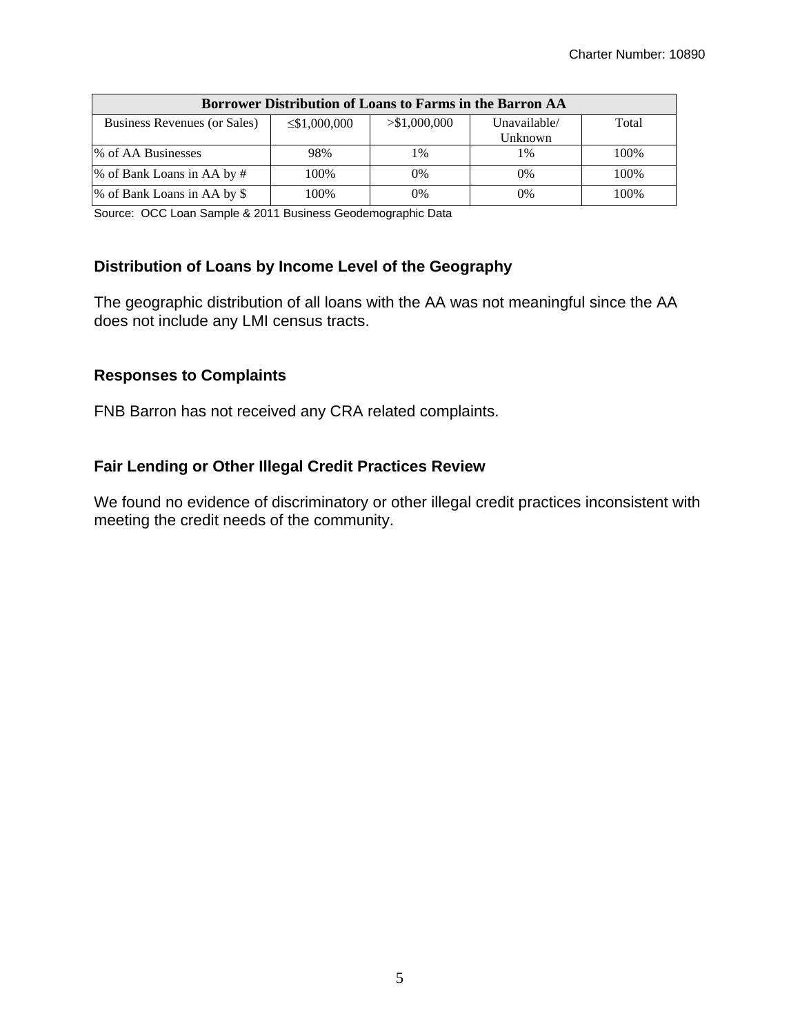| Borrower Distribution of Loans to Farms in the Barron AA | | | | |
|---|---|---|---|---|
| Business Revenues (or Sales) | ≤$1,000,000 | >$1,000,000 | Unavailable/ Unknown | Total |
| % of AA Businesses | 98% | 1% | 1% | 100% |
| % of Bank Loans in AA by # | 100% | 0% | 0% | 100% |
| % of Bank Loans in AA by $ | 100% | 0% | 0% | 100% |

Source: OCC Loan Sample & 2011 Business Geodemographic Data

### Distribution of Loans by Income Level of the Geography

The geographic distribution of all loans with the AA was not meaningful since the AA does not include any LMI census tracts.

### Responses to Complaints

FNB Barron has not received any CRA related complaints.

### Fair Lending or Other Illegal Credit Practices Review

We found no evidence of discriminatory or other illegal credit practices inconsistent with meeting the credit needs of the community.